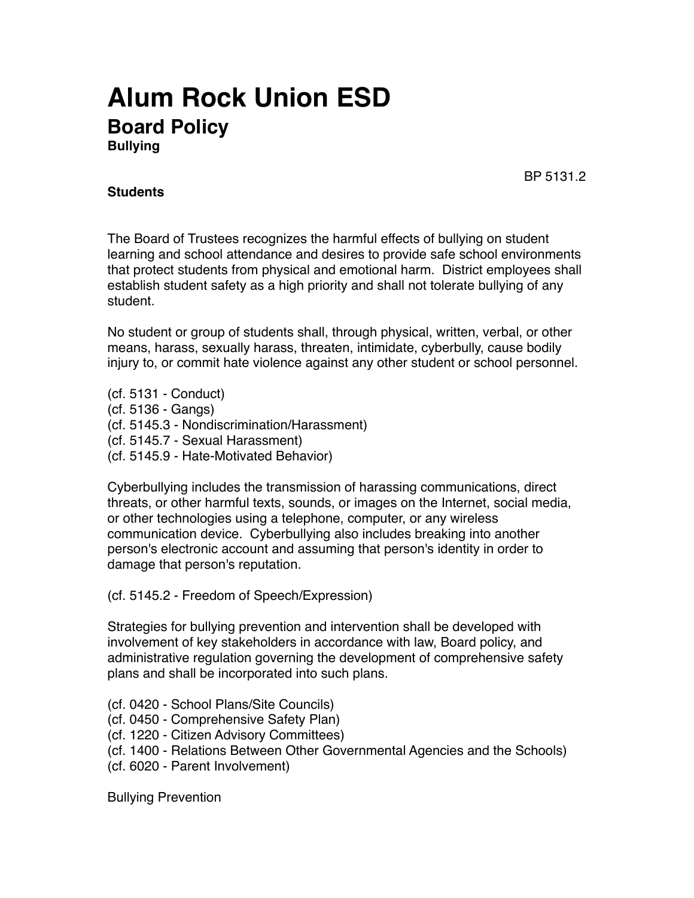# Alum Rock Union ESD

## Board Policy

**Bullying**

BP 5131.2

**Students**

The Board of Trustees recognizes the harmful effects of bullying on student learning and school attendance and desires to provide safe school environments that protect students from physical and emotional harm. District employees shall establish student safety as a high priority and shall not tolerate bullying of any student.

No student or group of students shall, through physical, written, verbal, or other means, harass, sexually harass, threaten, intimidate, cyberbully, cause bodily injury to, or commit hate violence against any other student or school personnel.

(cf. 5131 - Conduct)
(cf. 5136 - Gangs)
(cf. 5145.3 - Nondiscrimination/Harassment)
(cf. 5145.7 - Sexual Harassment)
(cf. 5145.9 - Hate-Motivated Behavior)

Cyberbullying includes the transmission of harassing communications, direct threats, or other harmful texts, sounds, or images on the Internet, social media, or other technologies using a telephone, computer, or any wireless communication device. Cyberbullying also includes breaking into another person's electronic account and assuming that person's identity in order to damage that person's reputation.

(cf. 5145.2 - Freedom of Speech/Expression)

Strategies for bullying prevention and intervention shall be developed with involvement of key stakeholders in accordance with law, Board policy, and administrative regulation governing the development of comprehensive safety plans and shall be incorporated into such plans.

(cf. 0420 - School Plans/Site Councils)
(cf. 0450 - Comprehensive Safety Plan)
(cf. 1220 - Citizen Advisory Committees)
(cf. 1400 - Relations Between Other Governmental Agencies and the Schools)
(cf. 6020 - Parent Involvement)

Bullying Prevention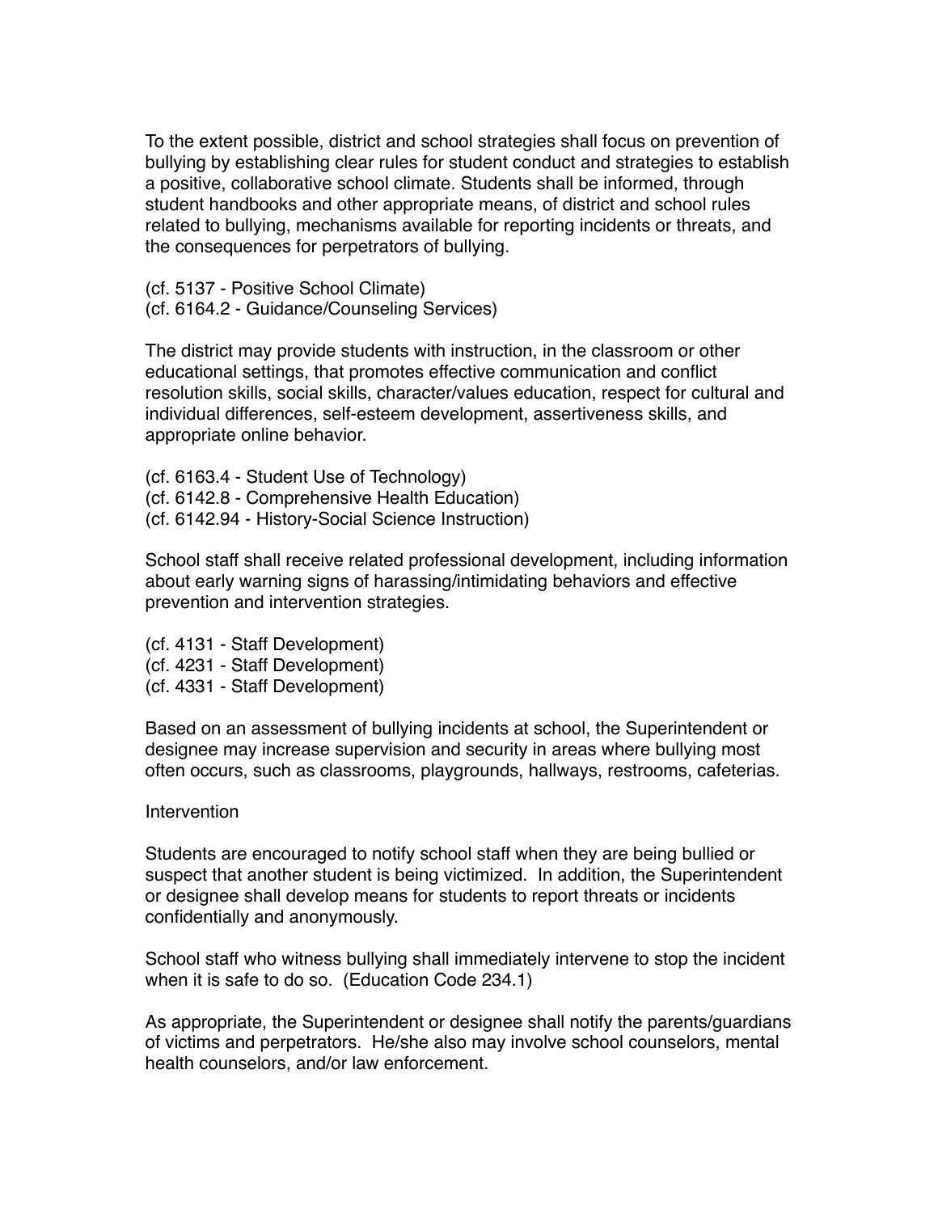To the extent possible, district and school strategies shall focus on prevention of bullying by establishing clear rules for student conduct and strategies to establish a positive, collaborative school climate. Students shall be informed, through student handbooks and other appropriate means, of district and school rules related to bullying, mechanisms available for reporting incidents or threats, and the consequences for perpetrators of bullying.

(cf. 5137 - Positive School Climate)
(cf. 6164.2 - Guidance/Counseling Services)

The district may provide students with instruction, in the classroom or other educational settings, that promotes effective communication and conflict resolution skills, social skills, character/values education, respect for cultural and individual differences, self-esteem development, assertiveness skills, and appropriate online behavior.

(cf. 6163.4 - Student Use of Technology)
(cf. 6142.8 - Comprehensive Health Education)
(cf. 6142.94 - History-Social Science Instruction)

School staff shall receive related professional development, including information about early warning signs of harassing/intimidating behaviors and effective prevention and intervention strategies.

(cf. 4131 - Staff Development)
(cf. 4231 - Staff Development)
(cf. 4331 - Staff Development)

Based on an assessment of bullying incidents at school, the Superintendent or designee may increase supervision and security in areas where bullying most often occurs, such as classrooms, playgrounds, hallways, restrooms, cafeterias.

Intervention

Students are encouraged to notify school staff when they are being bullied or suspect that another student is being victimized. In addition, the Superintendent or designee shall develop means for students to report threats or incidents confidentially and anonymously.

School staff who witness bullying shall immediately intervene to stop the incident when it is safe to do so. (Education Code 234.1)

As appropriate, the Superintendent or designee shall notify the parents/guardians of victims and perpetrators. He/she also may involve school counselors, mental health counselors, and/or law enforcement.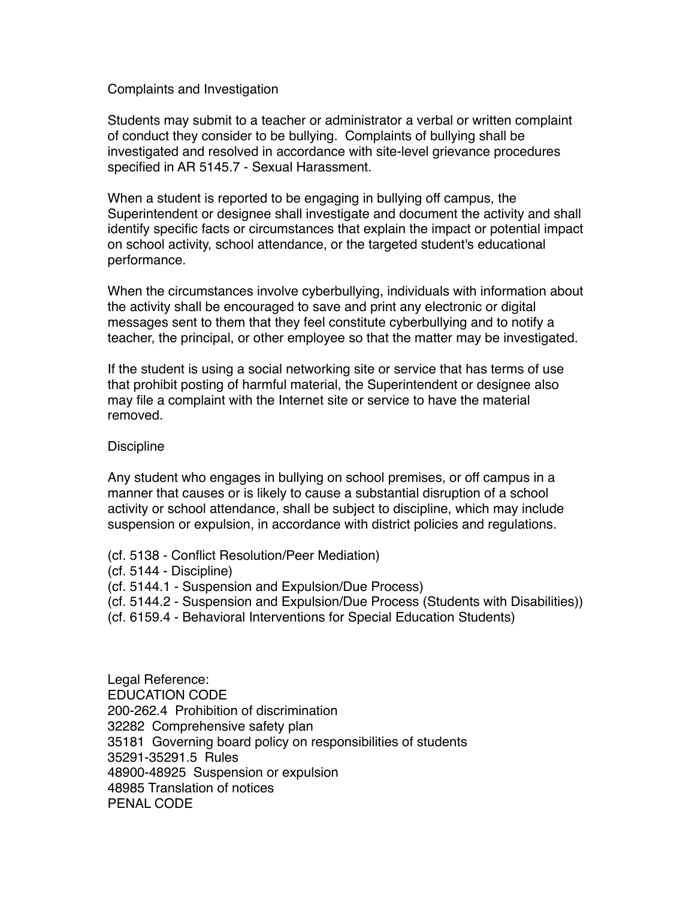## Complaints and Investigation

Students may submit to a teacher or administrator a verbal or written complaint of conduct they consider to be bullying. Complaints of bullying shall be investigated and resolved in accordance with site-level grievance procedures specified in AR 5145.7 - Sexual Harassment.

When a student is reported to be engaging in bullying off campus, the Superintendent or designee shall investigate and document the activity and shall identify specific facts or circumstances that explain the impact or potential impact on school activity, school attendance, or the targeted student's educational performance.

When the circumstances involve cyberbullying, individuals with information about the activity shall be encouraged to save and print any electronic or digital messages sent to them that they feel constitute cyberbullying and to notify a teacher, the principal, or other employee so that the matter may be investigated.

If the student is using a social networking site or service that has terms of use that prohibit posting of harmful material, the Superintendent or designee also may file a complaint with the Internet site or service to have the material removed.

## Discipline

Any student who engages in bullying on school premises, or off campus in a manner that causes or is likely to cause a substantial disruption of a school activity or school attendance, shall be subject to discipline, which may include suspension or expulsion, in accordance with district policies and regulations.

(cf. 5138 - Conflict Resolution/Peer Mediation)
(cf. 5144 - Discipline)
(cf. 5144.1 - Suspension and Expulsion/Due Process)
(cf. 5144.2 - Suspension and Expulsion/Due Process (Students with Disabilities))
(cf. 6159.4 - Behavioral Interventions for Special Education Students)

Legal Reference:
EDUCATION CODE
200-262.4 Prohibition of discrimination
32282 Comprehensive safety plan
35181 Governing board policy on responsibilities of students
35291-35291.5 Rules
48900-48925 Suspension or expulsion
48985 Translation of notices
PENAL CODE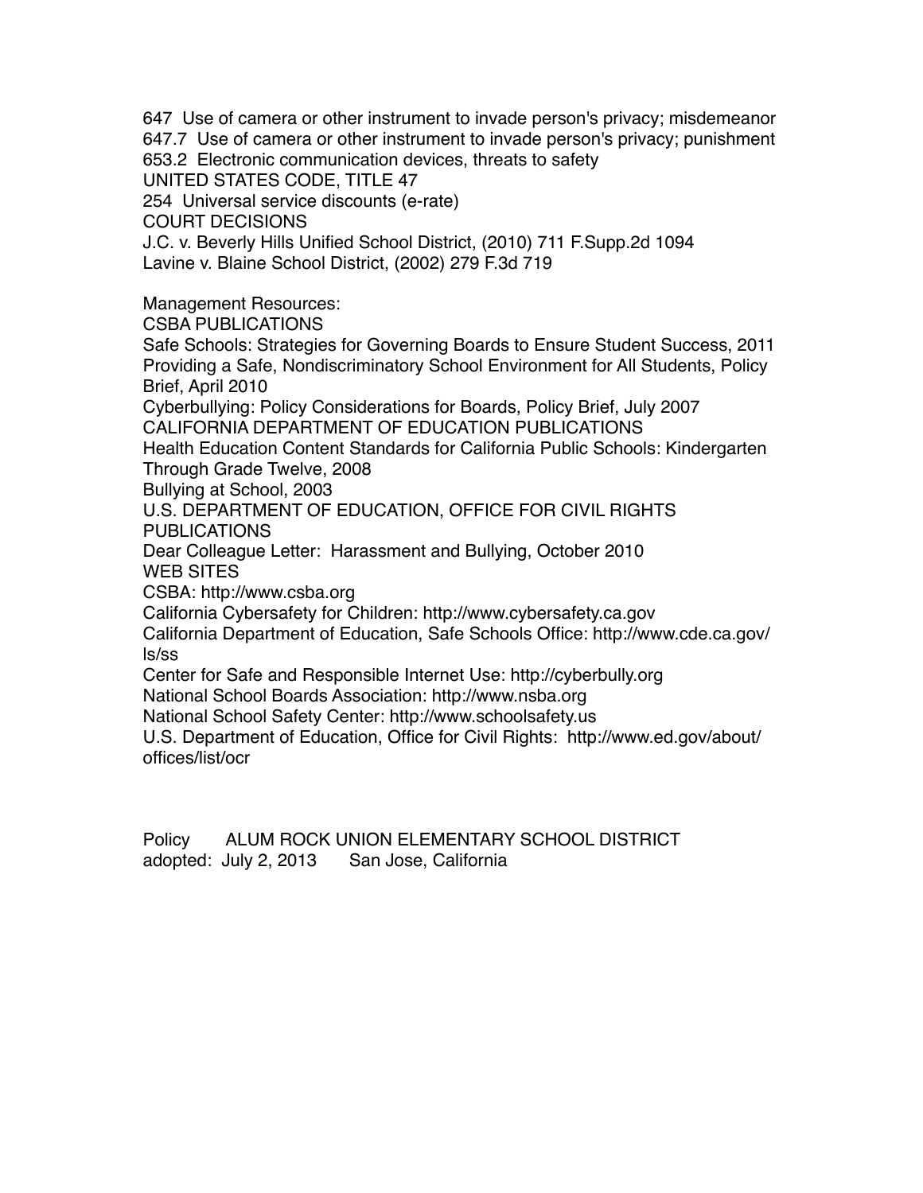647 Use of camera or other instrument to invade person's privacy; misdemeanor
647.7 Use of camera or other instrument to invade person's privacy; punishment
653.2 Electronic communication devices, threats to safety
UNITED STATES CODE, TITLE 47
254 Universal service discounts (e-rate)
COURT DECISIONS
J.C. v. Beverly Hills Unified School District, (2010) 711 F.Supp.2d 1094
Lavine v. Blaine School District, (2002) 279 F.3d 719

Management Resources:
CSBA PUBLICATIONS
Safe Schools: Strategies for Governing Boards to Ensure Student Success, 2011
Providing a Safe, Nondiscriminatory School Environment for All Students, Policy Brief, April 2010
Cyberbullying: Policy Considerations for Boards, Policy Brief, July 2007
CALIFORNIA DEPARTMENT OF EDUCATION PUBLICATIONS
Health Education Content Standards for California Public Schools: Kindergarten Through Grade Twelve, 2008
Bullying at School, 2003
U.S. DEPARTMENT OF EDUCATION, OFFICE FOR CIVIL RIGHTS PUBLICATIONS
Dear Colleague Letter: Harassment and Bullying, October 2010
WEB SITES
CSBA: http://www.csba.org
California Cybersafety for Children: http://www.cybersafety.ca.gov
California Department of Education, Safe Schools Office: http://www.cde.ca.gov/ls/ss
Center for Safe and Responsible Internet Use: http://cyberbully.org
National School Boards Association: http://www.nsba.org
National School Safety Center: http://www.schoolsafety.us
U.S. Department of Education, Office for Civil Rights: http://www.ed.gov/about/offices/list/ocr

Policy ALUM ROCK UNION ELEMENTARY SCHOOL DISTRICT
adopted: July 2, 2013 San Jose, California